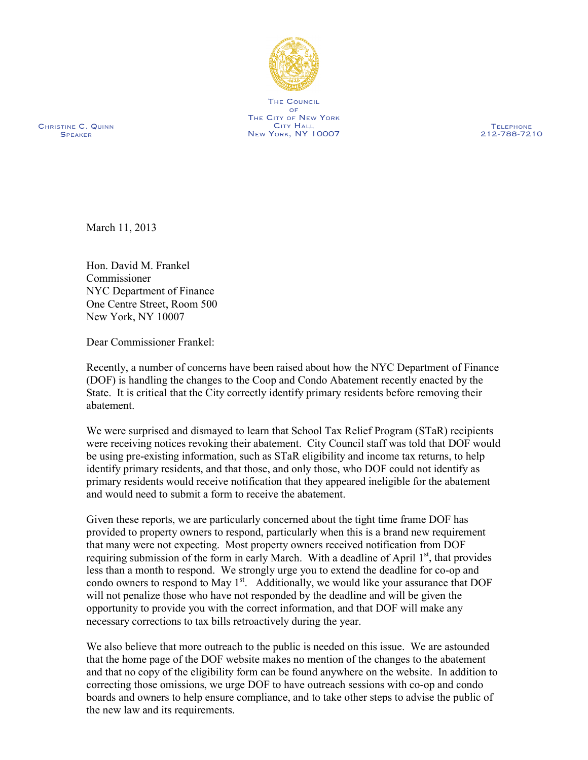THE COUNCIL
OF
THE CITY OF NEW YORK
CITY HALL
NEW YORK, NY 10007

CHRISTINE C. QUINN
SPEAKER

TELEPHONE
212-788-7210

March 11, 2013

Hon. David M. Frankel
Commissioner
NYC Department of Finance
One Centre Street, Room 500
New York, NY 10007

Dear Commissioner Frankel:

Recently, a number of concerns have been raised about how the NYC Department of Finance (DOF) is handling the changes to the Coop and Condo Abatement recently enacted by the State. It is critical that the City correctly identify primary residents before removing their abatement.

We were surprised and dismayed to learn that School Tax Relief Program (STaR) recipients were receiving notices revoking their abatement. City Council staff was told that DOF would be using pre-existing information, such as STaR eligibility and income tax returns, to help identify primary residents, and that those, and only those, who DOF could not identify as primary residents would receive notification that they appeared ineligible for the abatement and would need to submit a form to receive the abatement.

Given these reports, we are particularly concerned about the tight time frame DOF has provided to property owners to respond, particularly when this is a brand new requirement that many were not expecting. Most property owners received notification from DOF requiring submission of the form in early March. With a deadline of April 1st, that provides less than a month to respond. We strongly urge you to extend the deadline for co-op and condo owners to respond to May 1st. Additionally, we would like your assurance that DOF will not penalize those who have not responded by the deadline and will be given the opportunity to provide you with the correct information, and that DOF will make any necessary corrections to tax bills retroactively during the year.

We also believe that more outreach to the public is needed on this issue. We are astounded that the home page of the DOF website makes no mention of the changes to the abatement and that no copy of the eligibility form can be found anywhere on the website. In addition to correcting those omissions, we urge DOF to have outreach sessions with co-op and condo boards and owners to help ensure compliance, and to take other steps to advise the public of the new law and its requirements.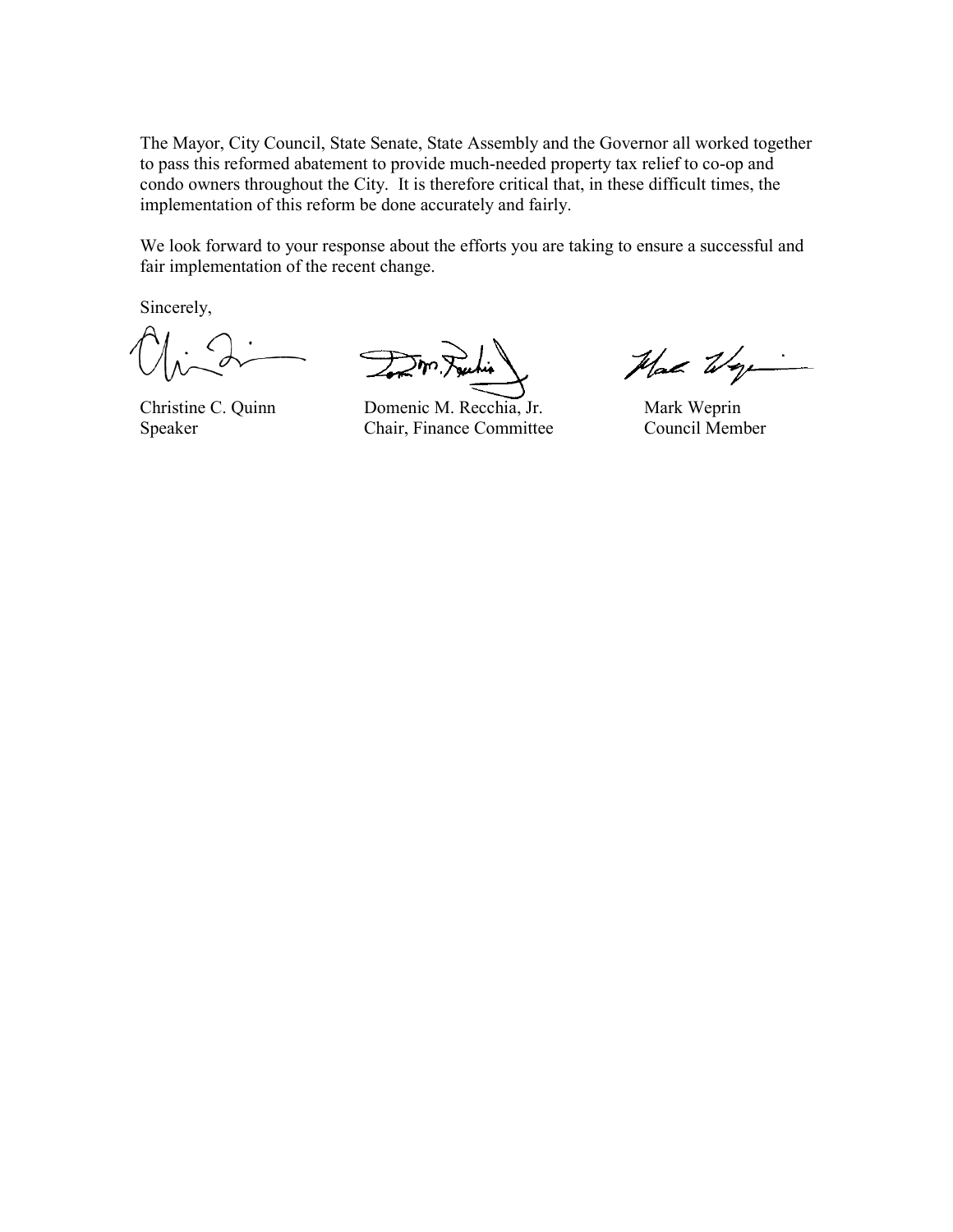The Mayor, City Council, State Senate, State Assembly and the Governor all worked together to pass this reformed abatement to provide much-needed property tax relief to co-op and condo owners throughout the City. It is therefore critical that, in these difficult times, the implementation of this reform be done accurately and fairly.

We look forward to your response about the efforts you are taking to ensure a successful and fair implementation of the recent change.

Sincerely,

| | | |
|---|---|---|
| Christine C. Quinn | Domenic M. Recchia, Jr. | Mark Weprin |
| Speaker | Chair, Finance Committee | Council Member |